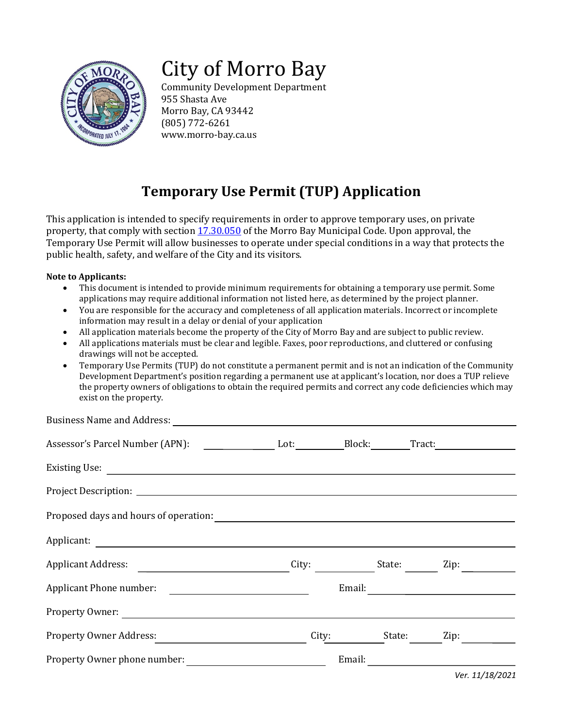# City of Morro Bay

Community Development Department
955 Shasta Ave
Morro Bay, CA 93442
(805) 772-6261
www.morro-bay.ca.us

## Temporary Use Permit (TUP) Application

This application is intended to specify requirements in order to approve temporary uses, on private property, that comply with section 17.30.050 of the Morro Bay Municipal Code. Upon approval, the Temporary Use Permit will allow businesses to operate under special conditions in a way that protects the public health, safety, and welfare of the City and its visitors.

**Note to Applicants:**

- This document is intended to provide minimum requirements for obtaining a temporary use permit. Some applications may require additional information not listed here, as determined by the project planner.
- You are responsible for the accuracy and completeness of all application materials. Incorrect or incomplete information may result in a delay or denial of your application
- All application materials become the property of the City of Morro Bay and are subject to public review.
- All applications materials must be clear and legible. Faxes, poor reproductions, and cluttered or confusing drawings will not be accepted.
- Temporary Use Permits (TUP) do not constitute a permanent permit and is not an indication of the Community Development Department's position regarding a permanent use at applicant's location, nor does a TUP relieve the property owners of obligations to obtain the required permits and correct any code deficiencies which may exist on the property.

Business Name and Address: ______________________________

Assessor's Parcel Number (APN): __________ Lot: ________ Block: ________ Tract: __________

Existing Use: ______________________________

Project Description: ______________________________

Proposed days and hours of operation: ______________________________

Applicant: ______________________________

Applicant Address: ______________ City: __________ State: ______ Zip: ________

Applicant Phone number: ______________ Email: ______________

Property Owner: ______________________________

Property Owner Address: ______________ City: __________ State: ______ Zip: ________

Property Owner phone number: ______________ Email: ______________

*Ver. 11/18/2021*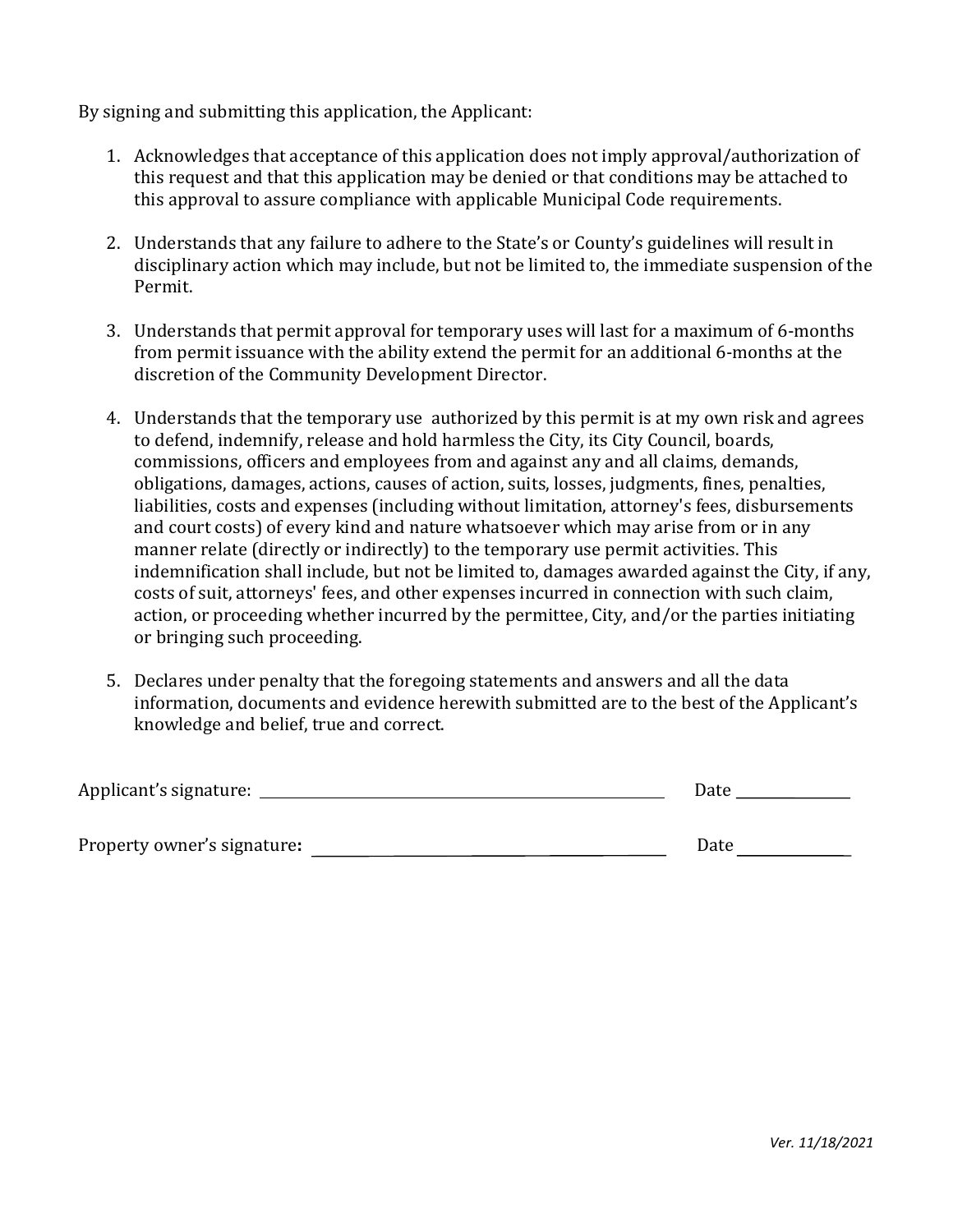By signing and submitting this application, the Applicant:

1. Acknowledges that acceptance of this application does not imply approval/authorization of this request and that this application may be denied or that conditions may be attached to this approval to assure compliance with applicable Municipal Code requirements.

2. Understands that any failure to adhere to the State's or County's guidelines will result in disciplinary action which may include, but not be limited to, the immediate suspension of the Permit.

3. Understands that permit approval for temporary uses will last for a maximum of 6-months from permit issuance with the ability extend the permit for an additional 6-months at the discretion of the Community Development Director.

4. Understands that the temporary use authorized by this permit is at my own risk and agrees to defend, indemnify, release and hold harmless the City, its City Council, boards, commissions, officers and employees from and against any and all claims, demands, obligations, damages, actions, causes of action, suits, losses, judgments, fines, penalties, liabilities, costs and expenses (including without limitation, attorney's fees, disbursements and court costs) of every kind and nature whatsoever which may arise from or in any manner relate (directly or indirectly) to the temporary use permit activities. This indemnification shall include, but not be limited to, damages awarded against the City, if any, costs of suit, attorneys' fees, and other expenses incurred in connection with such claim, action, or proceeding whether incurred by the permittee, City, and/or the parties initiating or bringing such proceeding.

5. Declares under penalty that the foregoing statements and answers and all the data information, documents and evidence herewith submitted are to the best of the Applicant's knowledge and belief, true and correct.

Applicant's signature: ______________________________ Date ____________

Property owner's signature**:** ______________________________ Date ____________

*Ver. 11/18/2021*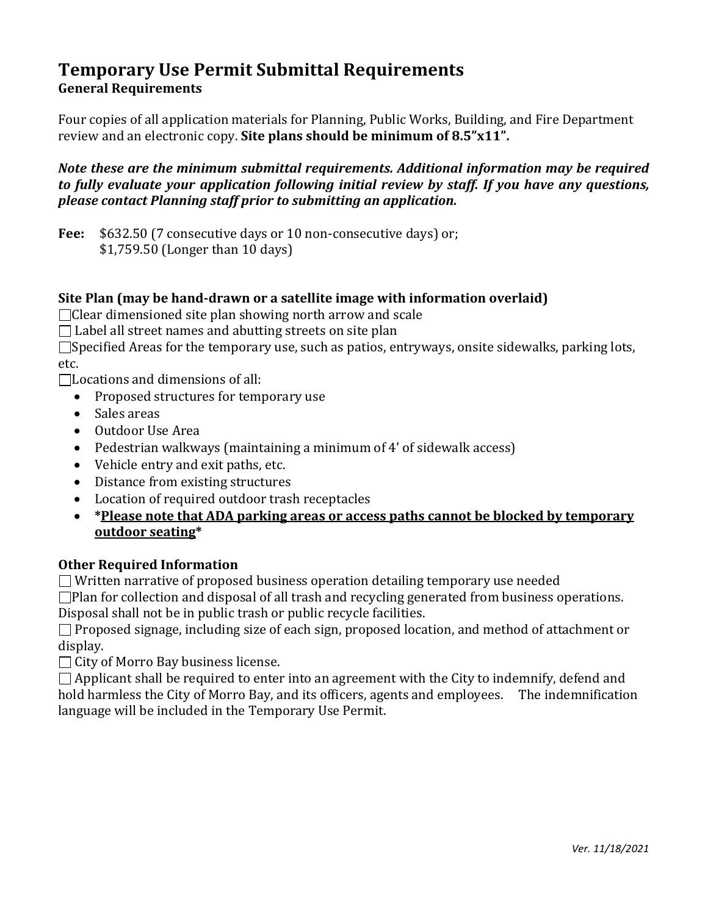# Temporary Use Permit Submittal Requirements

## General Requirements

Four copies of all application materials for Planning, Public Works, Building, and Fire Department review and an electronic copy. **Site plans should be minimum of 8.5"x11".**

***Note these are the minimum submittal requirements. Additional information may be required to fully evaluate your application following initial review by staff. If you have any questions, please contact Planning staff prior to submitting an application.***

**Fee:** $632.50 (7 consecutive days or 10 non-consecutive days) or;
$1,759.50 (Longer than 10 days)

### Site Plan (may be hand-drawn or a satellite image with information overlaid)

☐ Clear dimensioned site plan showing north arrow and scale

☐ Label all street names and abutting streets on site plan

☐ Specified Areas for the temporary use, such as patios, entryways, onsite sidewalks, parking lots, etc.

☐ Locations and dimensions of all:

- Proposed structures for temporary use
- Sales areas
- Outdoor Use Area
- Pedestrian walkways (maintaining a minimum of 4' of sidewalk access)
- Vehicle entry and exit paths, etc.
- Distance from existing structures
- Location of required outdoor trash receptacles
- **\*<u>Please note that ADA parking areas or access paths cannot be blocked by temporary outdoor seating</u>\***

### Other Required Information

☐ Written narrative of proposed business operation detailing temporary use needed

☐ Plan for collection and disposal of all trash and recycling generated from business operations. Disposal shall not be in public trash or public recycle facilities.

☐ Proposed signage, including size of each sign, proposed location, and method of attachment or display.

☐ City of Morro Bay business license.

☐ Applicant shall be required to enter into an agreement with the City to indemnify, defend and hold harmless the City of Morro Bay, and its officers, agents and employees. The indemnification language will be included in the Temporary Use Permit.

*Ver. 11/18/2021*